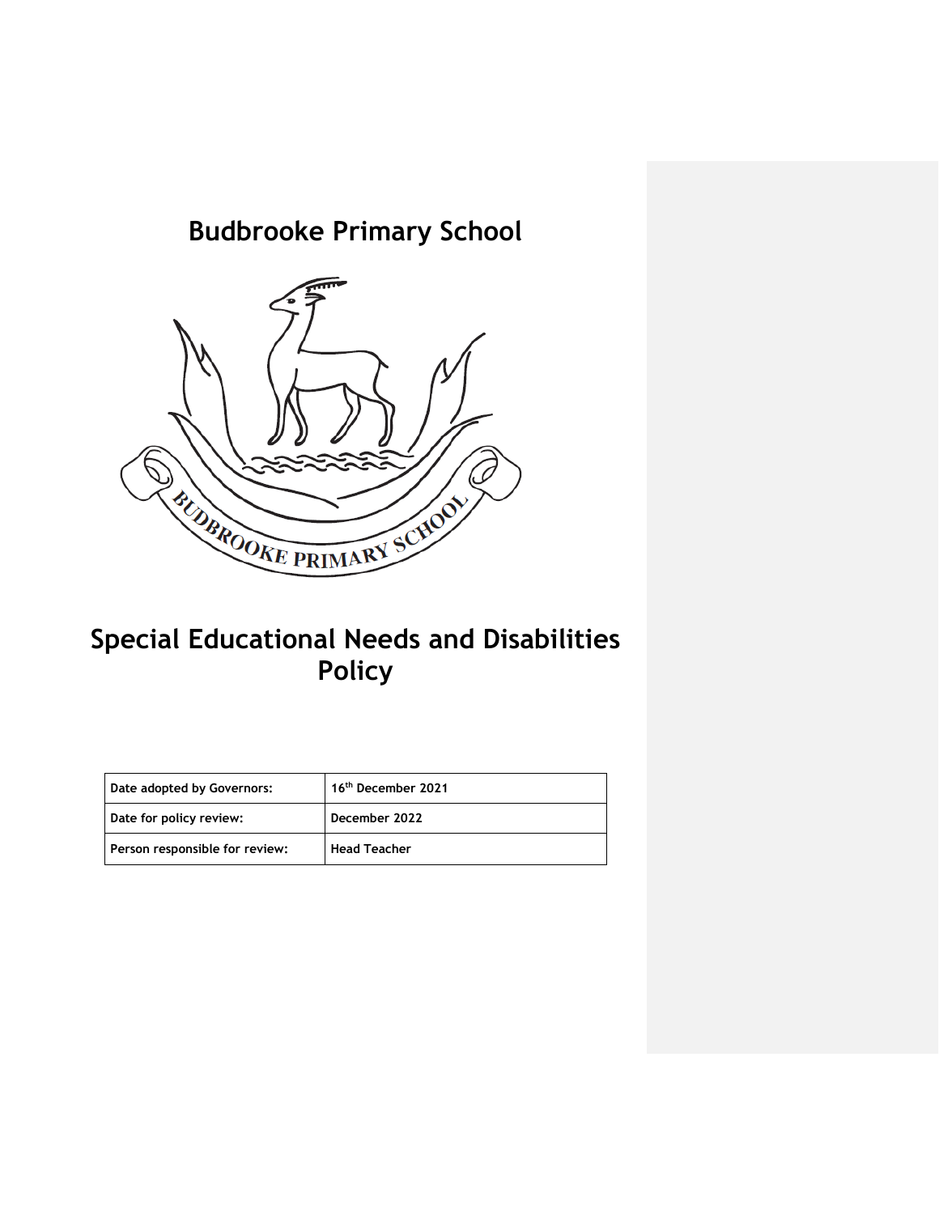# Budbrooke Primary School

# Special Educational Needs and Disabilities Policy

| Date adopted by Governors: | 16th December 2021 |
|---|---|
| Date for policy review: | December 2022 |
| Person responsible for review: | Head Teacher |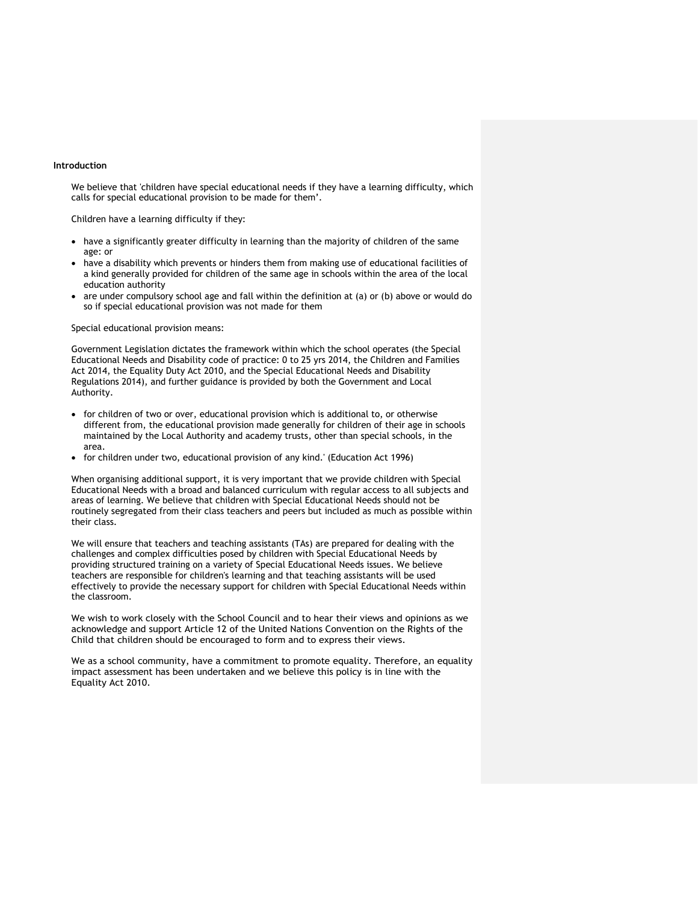**Introduction**

We believe that 'children have special educational needs if they have a learning difficulty, which calls for special educational provision to be made for them'.

Children have a learning difficulty if they:

- have a significantly greater difficulty in learning than the majority of children of the same age: or
- have a disability which prevents or hinders them from making use of educational facilities of a kind generally provided for children of the same age in schools within the area of the local education authority
- are under compulsory school age and fall within the definition at (a) or (b) above or would do so if special educational provision was not made for them

Special educational provision means:

Government Legislation dictates the framework within which the school operates (the Special Educational Needs and Disability code of practice: 0 to 25 yrs 2014, the Children and Families Act 2014, the Equality Duty Act 2010, and the Special Educational Needs and Disability Regulations 2014), and further guidance is provided by both the Government and Local Authority.

- for children of two or over, educational provision which is additional to, or otherwise different from, the educational provision made generally for children of their age in schools maintained by the Local Authority and academy trusts, other than special schools, in the area.
- for children under two, educational provision of any kind.' (Education Act 1996)

When organising additional support, it is very important that we provide children with Special Educational Needs with a broad and balanced curriculum with regular access to all subjects and areas of learning. We believe that children with Special Educational Needs should not be routinely segregated from their class teachers and peers but included as much as possible within their class.

We will ensure that teachers and teaching assistants (TAs) are prepared for dealing with the challenges and complex difficulties posed by children with Special Educational Needs by providing structured training on a variety of Special Educational Needs issues. We believe teachers are responsible for children's learning and that teaching assistants will be used effectively to provide the necessary support for children with Special Educational Needs within the classroom.

We wish to work closely with the School Council and to hear their views and opinions as we acknowledge and support Article 12 of the United Nations Convention on the Rights of the Child that children should be encouraged to form and to express their views.

We as a school community, have a commitment to promote equality. Therefore, an equality impact assessment has been undertaken and we believe this policy is in line with the Equality Act 2010.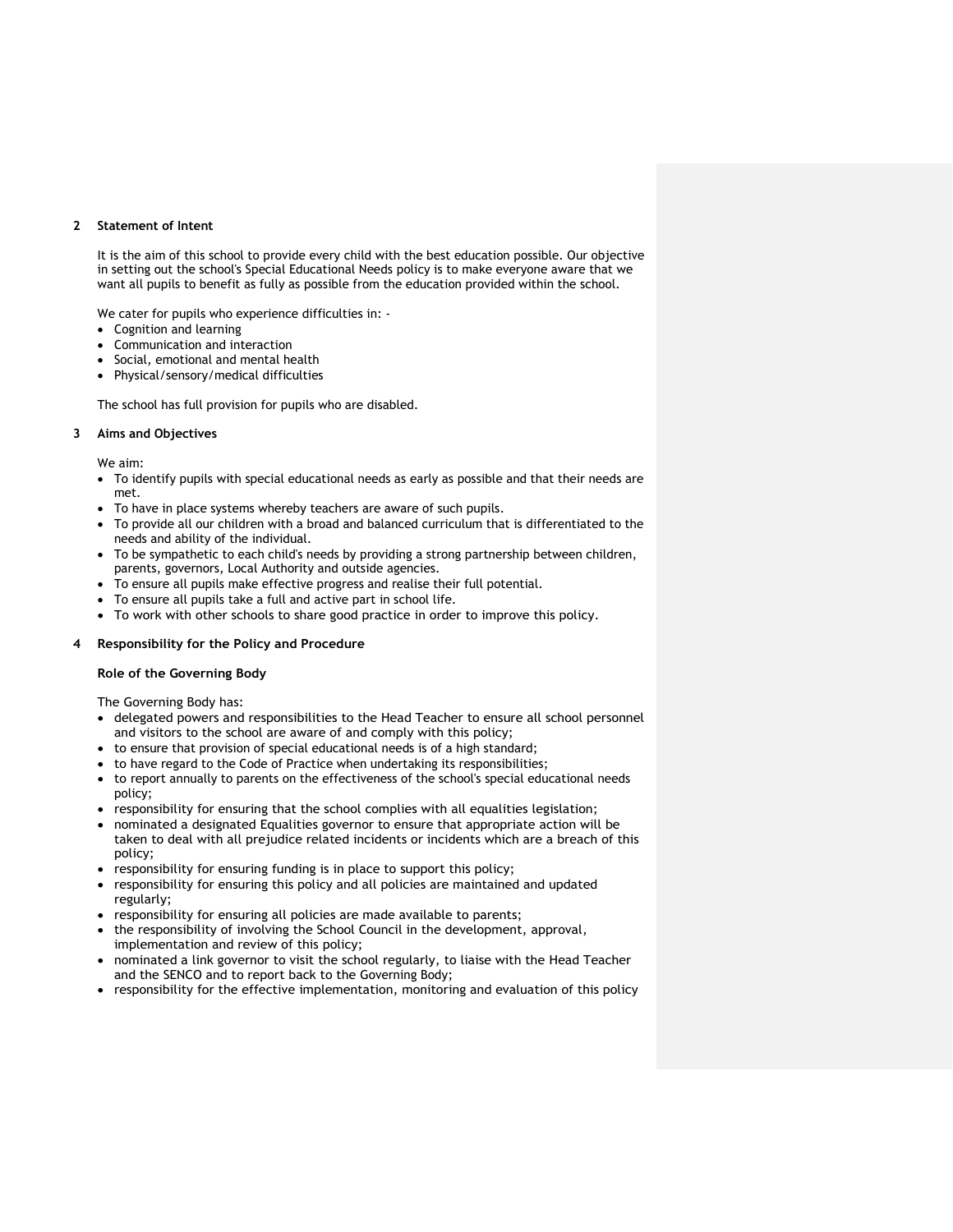## 2 Statement of Intent

It is the aim of this school to provide every child with the best education possible. Our objective in setting out the school's Special Educational Needs policy is to make everyone aware that we want all pupils to benefit as fully as possible from the education provided within the school.

We cater for pupils who experience difficulties in: -

- Cognition and learning
- Communication and interaction
- Social, emotional and mental health
- Physical/sensory/medical difficulties

The school has full provision for pupils who are disabled.

## 3 Aims and Objectives

We aim:

- To identify pupils with special educational needs as early as possible and that their needs are met.
- To have in place systems whereby teachers are aware of such pupils.
- To provide all our children with a broad and balanced curriculum that is differentiated to the needs and ability of the individual.
- To be sympathetic to each child's needs by providing a strong partnership between children, parents, governors, Local Authority and outside agencies.
- To ensure all pupils make effective progress and realise their full potential.
- To ensure all pupils take a full and active part in school life.
- To work with other schools to share good practice in order to improve this policy.

## 4 Responsibility for the Policy and Procedure

### Role of the Governing Body

The Governing Body has:

- delegated powers and responsibilities to the Head Teacher to ensure all school personnel and visitors to the school are aware of and comply with this policy;
- to ensure that provision of special educational needs is of a high standard;
- to have regard to the Code of Practice when undertaking its responsibilities;
- to report annually to parents on the effectiveness of the school's special educational needs policy;
- responsibility for ensuring that the school complies with all equalities legislation;
- nominated a designated Equalities governor to ensure that appropriate action will be taken to deal with all prejudice related incidents or incidents which are a breach of this policy;
- responsibility for ensuring funding is in place to support this policy;
- responsibility for ensuring this policy and all policies are maintained and updated regularly;
- responsibility for ensuring all policies are made available to parents;
- the responsibility of involving the School Council in the development, approval, implementation and review of this policy;
- nominated a link governor to visit the school regularly, to liaise with the Head Teacher and the SENCO and to report back to the Governing Body;
- responsibility for the effective implementation, monitoring and evaluation of this policy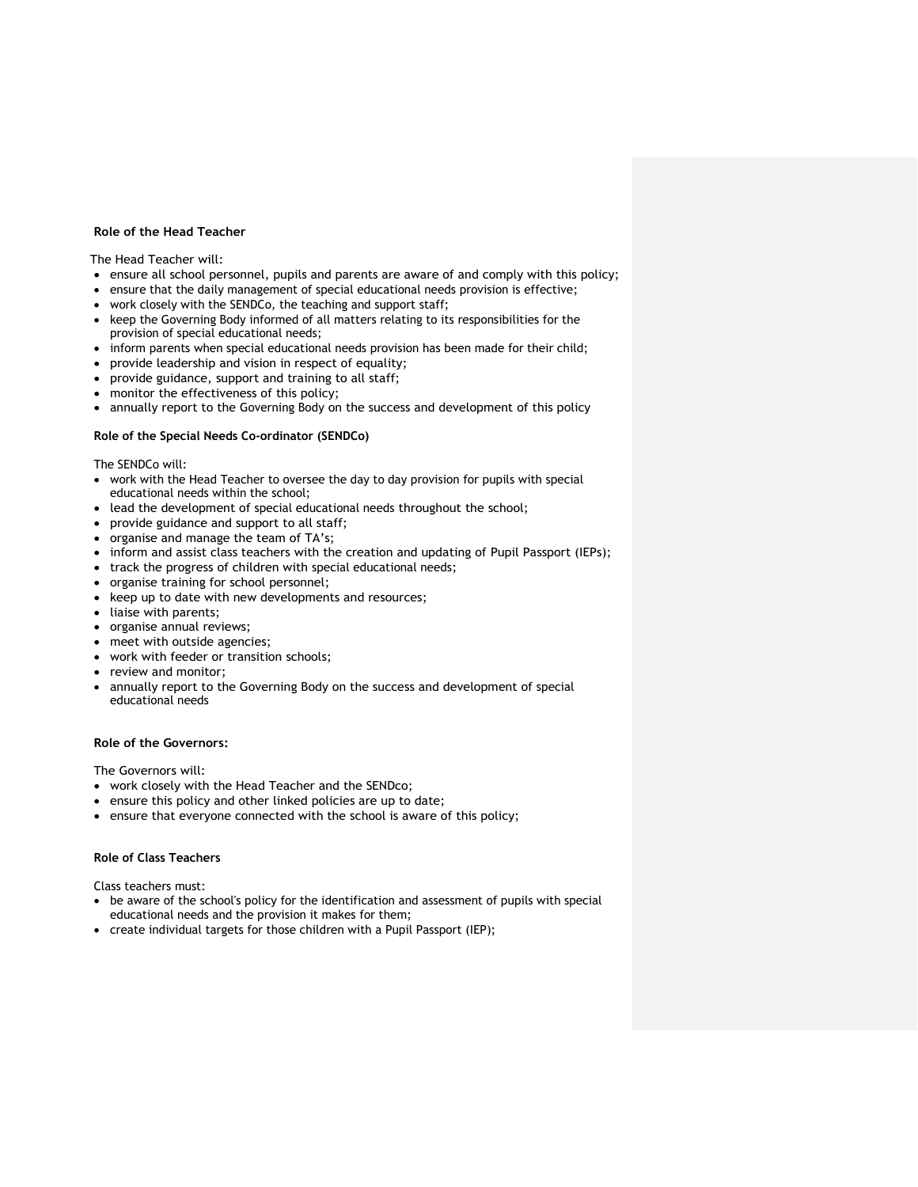**Role of the Head Teacher**

The Head Teacher will:

- ensure all school personnel, pupils and parents are aware of and comply with this policy;
- ensure that the daily management of special educational needs provision is effective;
- work closely with the SENDCo, the teaching and support staff;
- keep the Governing Body informed of all matters relating to its responsibilities for the provision of special educational needs;
- inform parents when special educational needs provision has been made for their child;
- provide leadership and vision in respect of equality;
- provide guidance, support and training to all staff;
- monitor the effectiveness of this policy;
- annually report to the Governing Body on the success and development of this policy

**Role of the Special Needs Co-ordinator (SENDCo)**

The SENDCo will:

- work with the Head Teacher to oversee the day to day provision for pupils with special educational needs within the school;
- lead the development of special educational needs throughout the school;
- provide guidance and support to all staff;
- organise and manage the team of TA's;
- inform and assist class teachers with the creation and updating of Pupil Passport (IEPs);
- track the progress of children with special educational needs;
- organise training for school personnel;
- keep up to date with new developments and resources;
- liaise with parents;
- organise annual reviews;
- meet with outside agencies;
- work with feeder or transition schools;
- review and monitor;
- annually report to the Governing Body on the success and development of special educational needs

**Role of the Governors:**

The Governors will:

- work closely with the Head Teacher and the SENDco;
- ensure this policy and other linked policies are up to date;
- ensure that everyone connected with the school is aware of this policy;

**Role of Class Teachers**

Class teachers must:

- be aware of the school's policy for the identification and assessment of pupils with special educational needs and the provision it makes for them;
- create individual targets for those children with a Pupil Passport (IEP);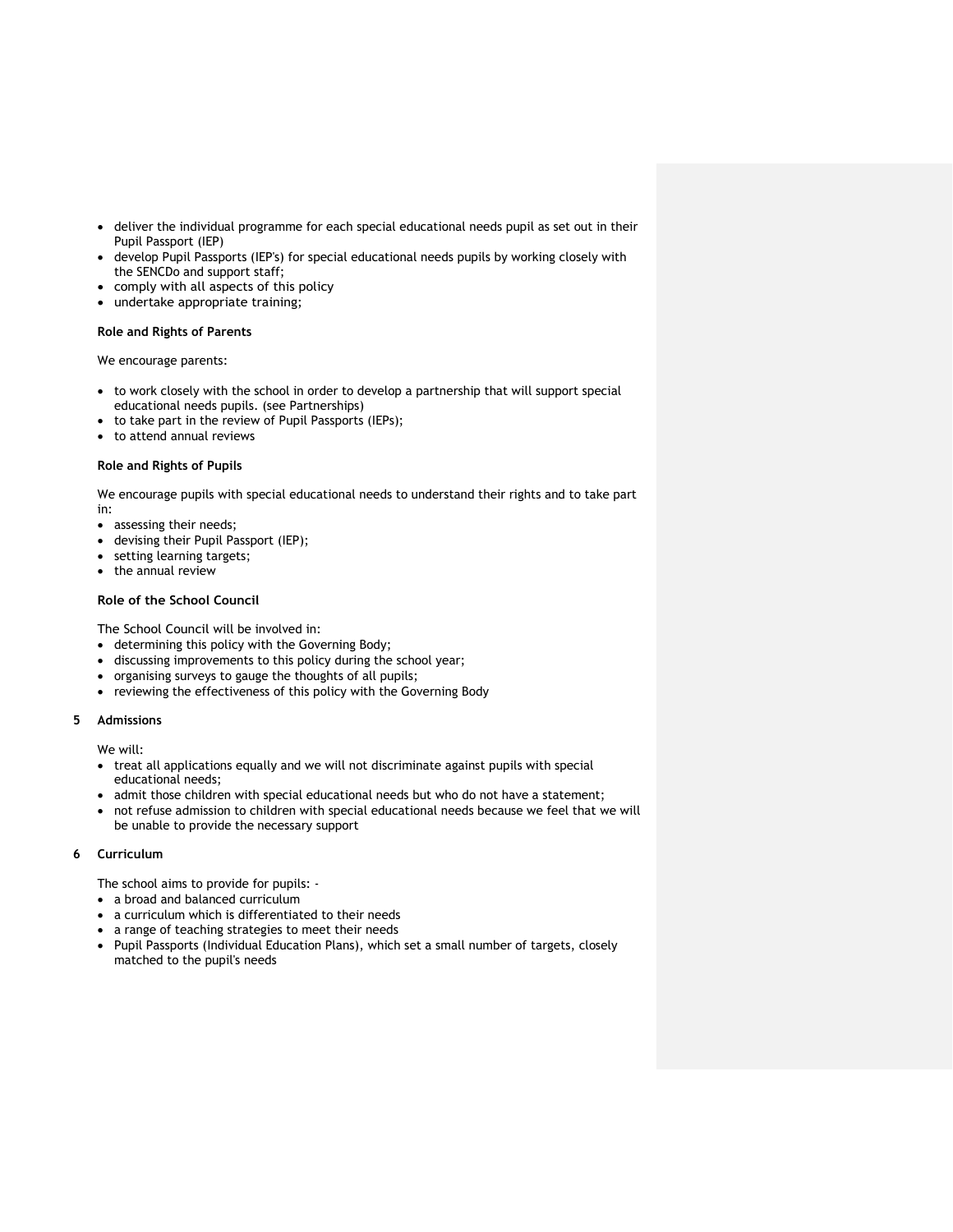- deliver the individual programme for each special educational needs pupil as set out in their Pupil Passport (IEP)
- develop Pupil Passports (IEP's) for special educational needs pupils by working closely with the SENCDo and support staff;
- comply with all aspects of this policy
- undertake appropriate training;

**Role and Rights of Parents**

We encourage parents:

- to work closely with the school in order to develop a partnership that will support special educational needs pupils. (see Partnerships)
- to take part in the review of Pupil Passports (IEPs);
- to attend annual reviews

**Role and Rights of Pupils**

We encourage pupils with special educational needs to understand their rights and to take part in:

- assessing their needs;
- devising their Pupil Passport (IEP);
- setting learning targets;
- the annual review

**Role of the School Council**

The School Council will be involved in:

- determining this policy with the Governing Body;
- discussing improvements to this policy during the school year;
- organising surveys to gauge the thoughts of all pupils;
- reviewing the effectiveness of this policy with the Governing Body

## 5 Admissions

We will:

- treat all applications equally and we will not discriminate against pupils with special educational needs;
- admit those children with special educational needs but who do not have a statement;
- not refuse admission to children with special educational needs because we feel that we will be unable to provide the necessary support

## 6 Curriculum

The school aims to provide for pupils: -

- a broad and balanced curriculum
- a curriculum which is differentiated to their needs
- a range of teaching strategies to meet their needs
- Pupil Passports (Individual Education Plans), which set a small number of targets, closely matched to the pupil's needs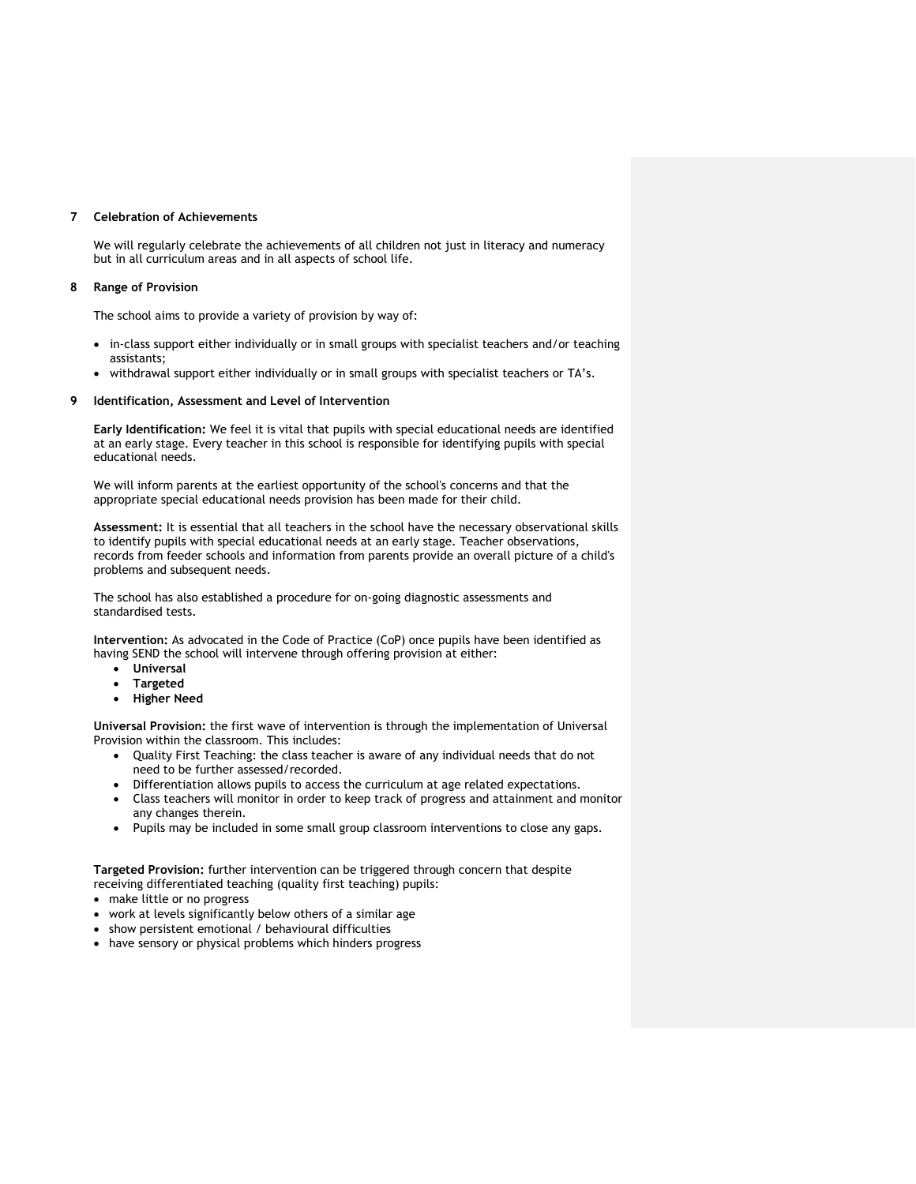## 7 Celebration of Achievements

We will regularly celebrate the achievements of all children not just in literacy and numeracy but in all curriculum areas and in all aspects of school life.

## 8 Range of Provision

The school aims to provide a variety of provision by way of:

- in-class support either individually or in small groups with specialist teachers and/or teaching assistants;
- withdrawal support either individually or in small groups with specialist teachers or TA's.

## 9 Identification, Assessment and Level of Intervention

**Early Identification:** We feel it is vital that pupils with special educational needs are identified at an early stage. Every teacher in this school is responsible for identifying pupils with special educational needs.

We will inform parents at the earliest opportunity of the school's concerns and that the appropriate special educational needs provision has been made for their child.

**Assessment:** It is essential that all teachers in the school have the necessary observational skills to identify pupils with special educational needs at an early stage. Teacher observations, records from feeder schools and information from parents provide an overall picture of a child's problems and subsequent needs.

The school has also established a procedure for on-going diagnostic assessments and standardised tests.

**Intervention:** As advocated in the Code of Practice (CoP) once pupils have been identified as having SEND the school will intervene through offering provision at either:

- **Universal**
- **Targeted**
- **Higher Need**

**Universal Provision:** the first wave of intervention is through the implementation of Universal Provision within the classroom. This includes:

- Quality First Teaching: the class teacher is aware of any individual needs that do not need to be further assessed/recorded.
- Differentiation allows pupils to access the curriculum at age related expectations.
- Class teachers will monitor in order to keep track of progress and attainment and monitor any changes therein.
- Pupils may be included in some small group classroom interventions to close any gaps.

**Targeted Provision:** further intervention can be triggered through concern that despite receiving differentiated teaching (quality first teaching) pupils:

- make little or no progress
- work at levels significantly below others of a similar age
- show persistent emotional / behavioural difficulties
- have sensory or physical problems which hinders progress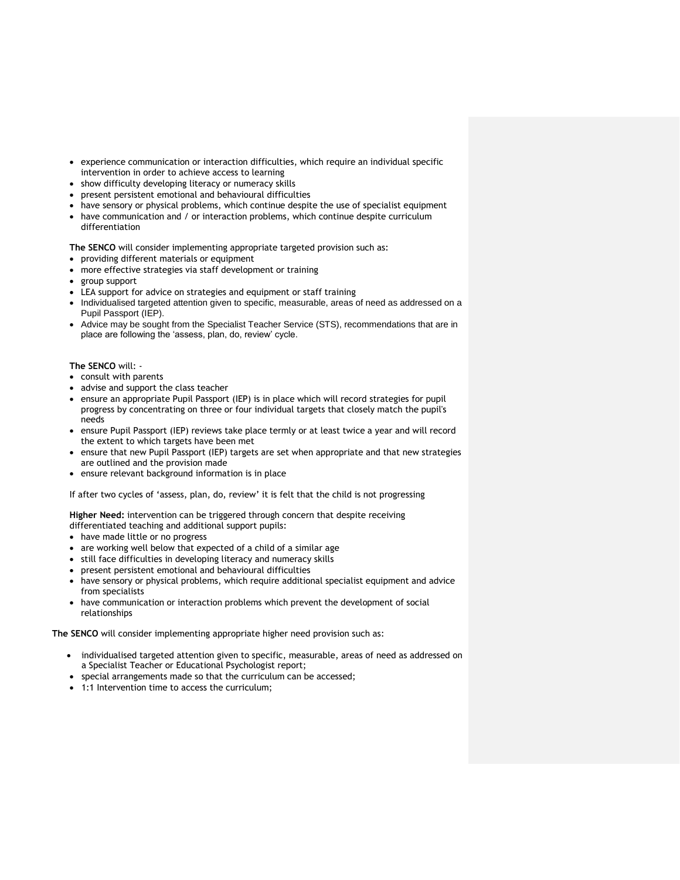- experience communication or interaction difficulties, which require an individual specific intervention in order to achieve access to learning
- show difficulty developing literacy or numeracy skills
- present persistent emotional and behavioural difficulties
- have sensory or physical problems, which continue despite the use of specialist equipment
- have communication and / or interaction problems, which continue despite curriculum differentiation

**The SENCO** will consider implementing appropriate targeted provision such as:

- providing different materials or equipment
- more effective strategies via staff development or training
- group support
- LEA support for advice on strategies and equipment or staff training
- Individualised targeted attention given to specific, measurable, areas of need as addressed on a Pupil Passport (IEP).
- Advice may be sought from the Specialist Teacher Service (STS), recommendations that are in place are following the 'assess, plan, do, review' cycle.

**The SENCO** will: -

- consult with parents
- advise and support the class teacher
- ensure an appropriate Pupil Passport (IEP) is in place which will record strategies for pupil progress by concentrating on three or four individual targets that closely match the pupil's needs
- ensure Pupil Passport (IEP) reviews take place termly or at least twice a year and will record the extent to which targets have been met
- ensure that new Pupil Passport (IEP) targets are set when appropriate and that new strategies are outlined and the provision made
- ensure relevant background information is in place

If after two cycles of 'assess, plan, do, review' it is felt that the child is not progressing

**Higher Need:** intervention can be triggered through concern that despite receiving differentiated teaching and additional support pupils:

- have made little or no progress
- are working well below that expected of a child of a similar age
- still face difficulties in developing literacy and numeracy skills
- present persistent emotional and behavioural difficulties
- have sensory or physical problems, which require additional specialist equipment and advice from specialists
- have communication or interaction problems which prevent the development of social relationships

**The SENCO** will consider implementing appropriate higher need provision such as:

- individualised targeted attention given to specific, measurable, areas of need as addressed on a Specialist Teacher or Educational Psychologist report;
- special arrangements made so that the curriculum can be accessed;
- 1:1 Intervention time to access the curriculum;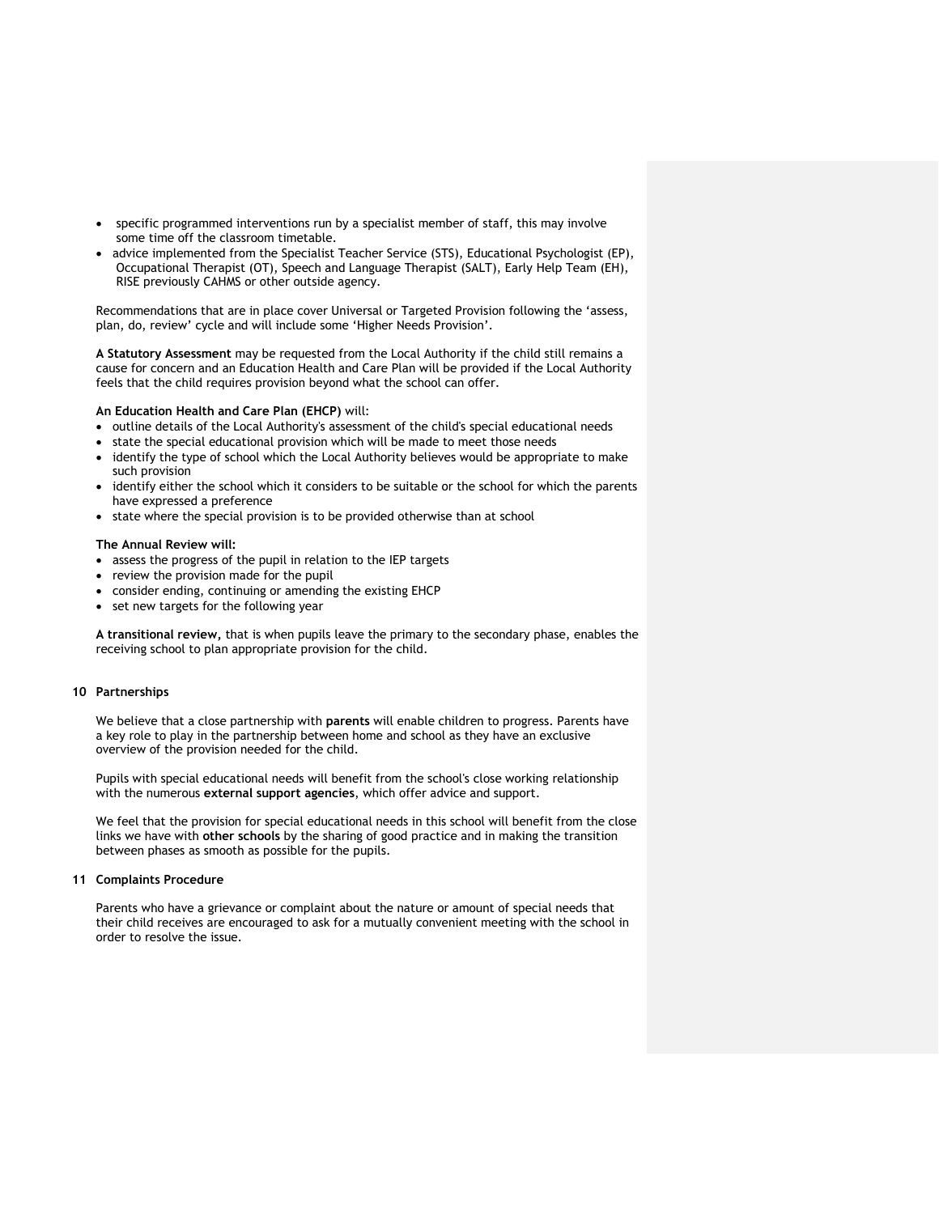- specific programmed interventions run by a specialist member of staff, this may involve some time off the classroom timetable.
- advice implemented from the Specialist Teacher Service (STS), Educational Psychologist (EP), Occupational Therapist (OT), Speech and Language Therapist (SALT), Early Help Team (EH), RISE previously CAHMS or other outside agency.

Recommendations that are in place cover Universal or Targeted Provision following the 'assess, plan, do, review' cycle and will include some 'Higher Needs Provision'.

**A Statutory Assessment** may be requested from the Local Authority if the child still remains a cause for concern and an Education Health and Care Plan will be provided if the Local Authority feels that the child requires provision beyond what the school can offer.

**An Education Health and Care Plan (EHCP)** will:

- outline details of the Local Authority's assessment of the child's special educational needs
- state the special educational provision which will be made to meet those needs
- identify the type of school which the Local Authority believes would be appropriate to make such provision
- identify either the school which it considers to be suitable or the school for which the parents have expressed a preference
- state where the special provision is to be provided otherwise than at school

**The Annual Review will:**

- assess the progress of the pupil in relation to the IEP targets
- review the provision made for the pupil
- consider ending, continuing or amending the existing EHCP
- set new targets for the following year

**A transitional review,** that is when pupils leave the primary to the secondary phase, enables the receiving school to plan appropriate provision for the child.

## 10 Partnerships

We believe that a close partnership with **parents** will enable children to progress. Parents have a key role to play in the partnership between home and school as they have an exclusive overview of the provision needed for the child.

Pupils with special educational needs will benefit from the school's close working relationship with the numerous **external support agencies**, which offer advice and support.

We feel that the provision for special educational needs in this school will benefit from the close links we have with **other schools** by the sharing of good practice and in making the transition between phases as smooth as possible for the pupils.

## 11 Complaints Procedure

Parents who have a grievance or complaint about the nature or amount of special needs that their child receives are encouraged to ask for a mutually convenient meeting with the school in order to resolve the issue.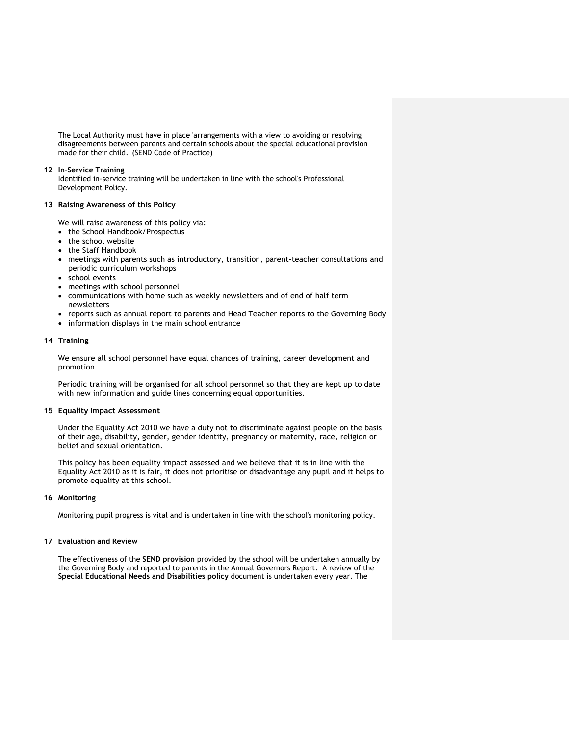The Local Authority must have in place 'arrangements with a view to avoiding or resolving disagreements between parents and certain schools about the special educational provision made for their child.' (SEND Code of Practice)

## 12 In-Service Training

Identified in-service training will be undertaken in line with the school's Professional Development Policy.

## 13 Raising Awareness of this Policy

We will raise awareness of this policy via:

- the School Handbook/Prospectus
- the school website
- the Staff Handbook
- meetings with parents such as introductory, transition, parent-teacher consultations and periodic curriculum workshops
- school events
- meetings with school personnel
- communications with home such as weekly newsletters and of end of half term newsletters
- reports such as annual report to parents and Head Teacher reports to the Governing Body
- information displays in the main school entrance

## 14 Training

We ensure all school personnel have equal chances of training, career development and promotion.

Periodic training will be organised for all school personnel so that they are kept up to date with new information and guide lines concerning equal opportunities.

## 15 Equality Impact Assessment

Under the Equality Act 2010 we have a duty not to discriminate against people on the basis of their age, disability, gender, gender identity, pregnancy or maternity, race, religion or belief and sexual orientation.

This policy has been equality impact assessed and we believe that it is in line with the Equality Act 2010 as it is fair, it does not prioritise or disadvantage any pupil and it helps to promote equality at this school.

## 16 Monitoring

Monitoring pupil progress is vital and is undertaken in line with the school's monitoring policy.

## 17 Evaluation and Review

The effectiveness of the **SEND provision** provided by the school will be undertaken annually by the Governing Body and reported to parents in the Annual Governors Report. A review of the **Special Educational Needs and Disabilities policy** document is undertaken every year. The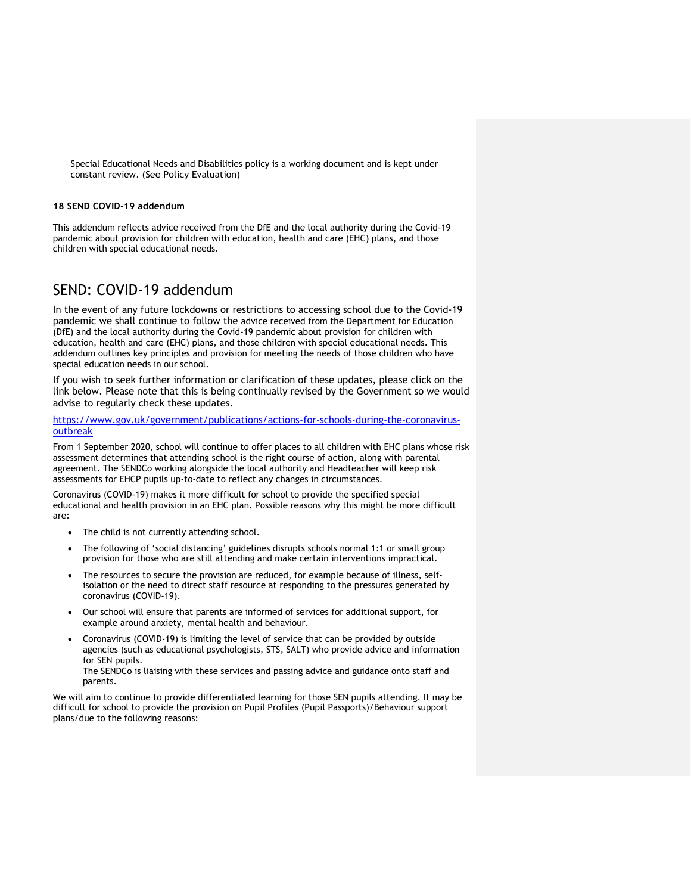Special Educational Needs and Disabilities policy is a working document and is kept under constant review. (See Policy Evaluation)

**18 SEND COVID-19 addendum**

This addendum reflects advice received from the DfE and the local authority during the Covid-19 pandemic about provision for children with education, health and care (EHC) plans, and those children with special educational needs.

# SEND: COVID-19 addendum

In the event of any future lockdowns or restrictions to accessing school due to the Covid-19 pandemic we shall continue to follow the advice received from the Department for Education (DfE) and the local authority during the Covid-19 pandemic about provision for children with education, health and care (EHC) plans, and those children with special educational needs. This addendum outlines key principles and provision for meeting the needs of those children who have special education needs in our school.

If you wish to seek further information or clarification of these updates, please click on the link below. Please note that this is being continually revised by the Government so we would advise to regularly check these updates.

[https://www.gov.uk/government/publications/actions-for-schools-during-the-coronavirus-outbreak](https://www.gov.uk/government/publications/actions-for-schools-during-the-coronavirus-outbreak)

From 1 September 2020, school will continue to offer places to all children with EHC plans whose risk assessment determines that attending school is the right course of action, along with parental agreement. The SENDCo working alongside the local authority and Headteacher will keep risk assessments for EHCP pupils up-to-date to reflect any changes in circumstances.

Coronavirus (COVID-19) makes it more difficult for school to provide the specified special educational and health provision in an EHC plan. Possible reasons why this might be more difficult are:

- The child is not currently attending school.
- The following of 'social distancing' guidelines disrupts schools normal 1:1 or small group provision for those who are still attending and make certain interventions impractical.
- The resources to secure the provision are reduced, for example because of illness, self-isolation or the need to direct staff resource at responding to the pressures generated by coronavirus (COVID-19).
- Our school will ensure that parents are informed of services for additional support, for example around anxiety, mental health and behaviour.
- Coronavirus (COVID-19) is limiting the level of service that can be provided by outside agencies (such as educational psychologists, STS, SALT) who provide advice and information for SEN pupils.
  The SENDCo is liaising with these services and passing advice and guidance onto staff and parents.

We will aim to continue to provide differentiated learning for those SEN pupils attending. It may be difficult for school to provide the provision on Pupil Profiles (Pupil Passports)/Behaviour support plans/due to the following reasons: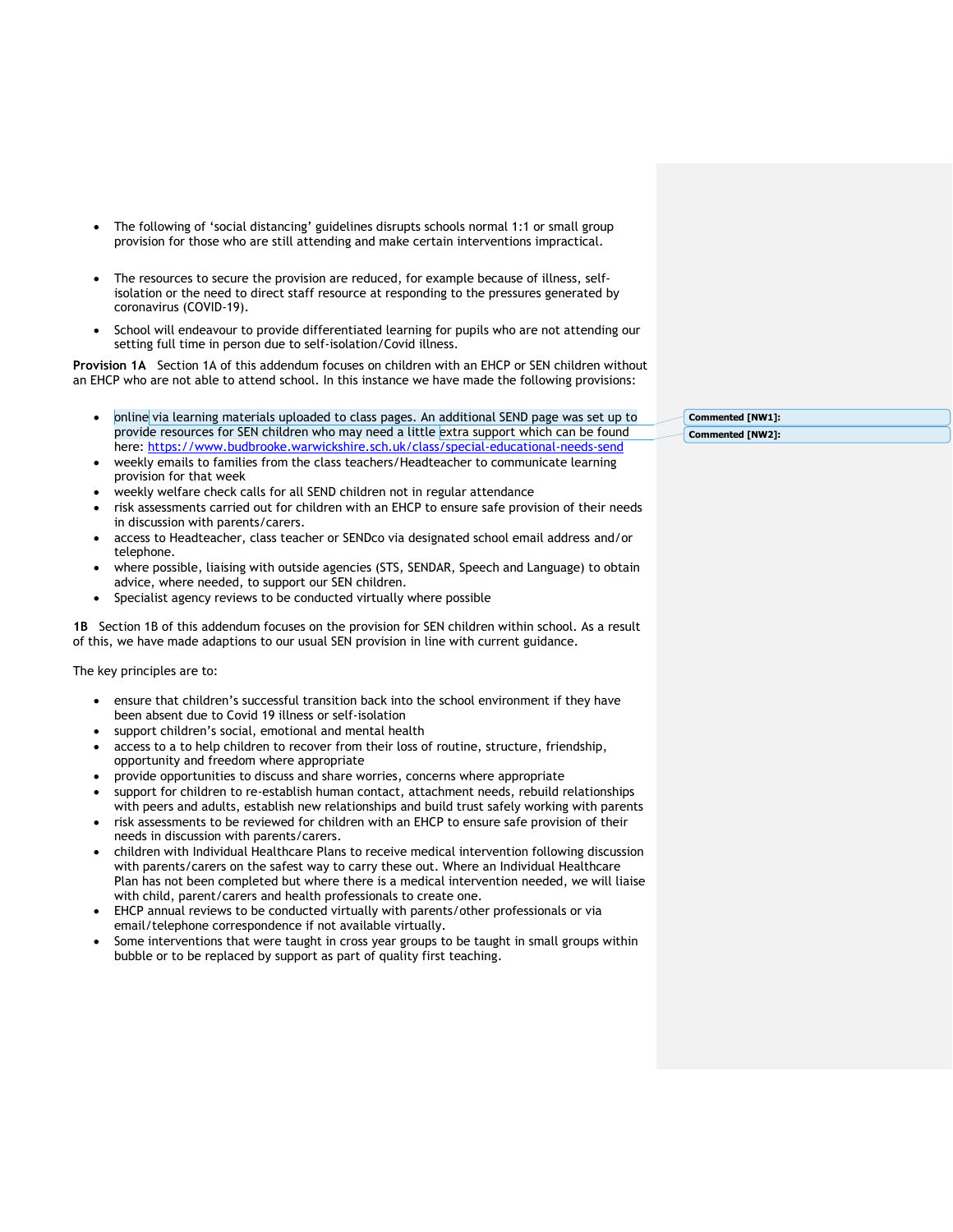- The following of 'social distancing' guidelines disrupts schools normal 1:1 or small group provision for those who are still attending and make certain interventions impractical.

- The resources to secure the provision are reduced, for example because of illness, self-isolation or the need to direct staff resource at responding to the pressures generated by coronavirus (COVID-19).
- School will endeavour to provide differentiated learning for pupils who are not attending our setting full time in person due to self-isolation/Covid illness.

**Provision 1A** Section 1A of this addendum focuses on children with an EHCP or SEN children without an EHCP who are not able to attend school. In this instance we have made the following provisions:

- online via learning materials uploaded to class pages. An additional SEND page was set up to provide resources for SEN children who may need a little extra support which can be found here: https://www.budbrooke.warwickshire.sch.uk/class/special-educational-needs-send
- weekly emails to families from the class teachers/Headteacher to communicate learning provision for that week
- weekly welfare check calls for all SEND children not in regular attendance
- risk assessments carried out for children with an EHCP to ensure safe provision of their needs in discussion with parents/carers.
- access to Headteacher, class teacher or SENDco via designated school email address and/or telephone.
- where possible, liaising with outside agencies (STS, SENDAR, Speech and Language) to obtain advice, where needed, to support our SEN children.
- Specialist agency reviews to be conducted virtually where possible

**1B** Section 1B of this addendum focuses on the provision for SEN children within school. As a result of this, we have made adaptions to our usual SEN provision in line with current guidance.

The key principles are to:

- ensure that children's successful transition back into the school environment if they have been absent due to Covid 19 illness or self-isolation
- support children's social, emotional and mental health
- access to a to help children to recover from their loss of routine, structure, friendship, opportunity and freedom where appropriate
- provide opportunities to discuss and share worries, concerns where appropriate
- support for children to re-establish human contact, attachment needs, rebuild relationships with peers and adults, establish new relationships and build trust safely working with parents
- risk assessments to be reviewed for children with an EHCP to ensure safe provision of their needs in discussion with parents/carers.
- children with Individual Healthcare Plans to receive medical intervention following discussion with parents/carers on the safest way to carry these out. Where an Individual Healthcare Plan has not been completed but where there is a medical intervention needed, we will liaise with child, parent/carers and health professionals to create one.
- EHCP annual reviews to be conducted virtually with parents/other professionals or via email/telephone correspondence if not available virtually.
- Some interventions that were taught in cross year groups to be taught in small groups within bubble or to be replaced by support as part of quality first teaching.

**Commented [NW1]:**

**Commented [NW2]:**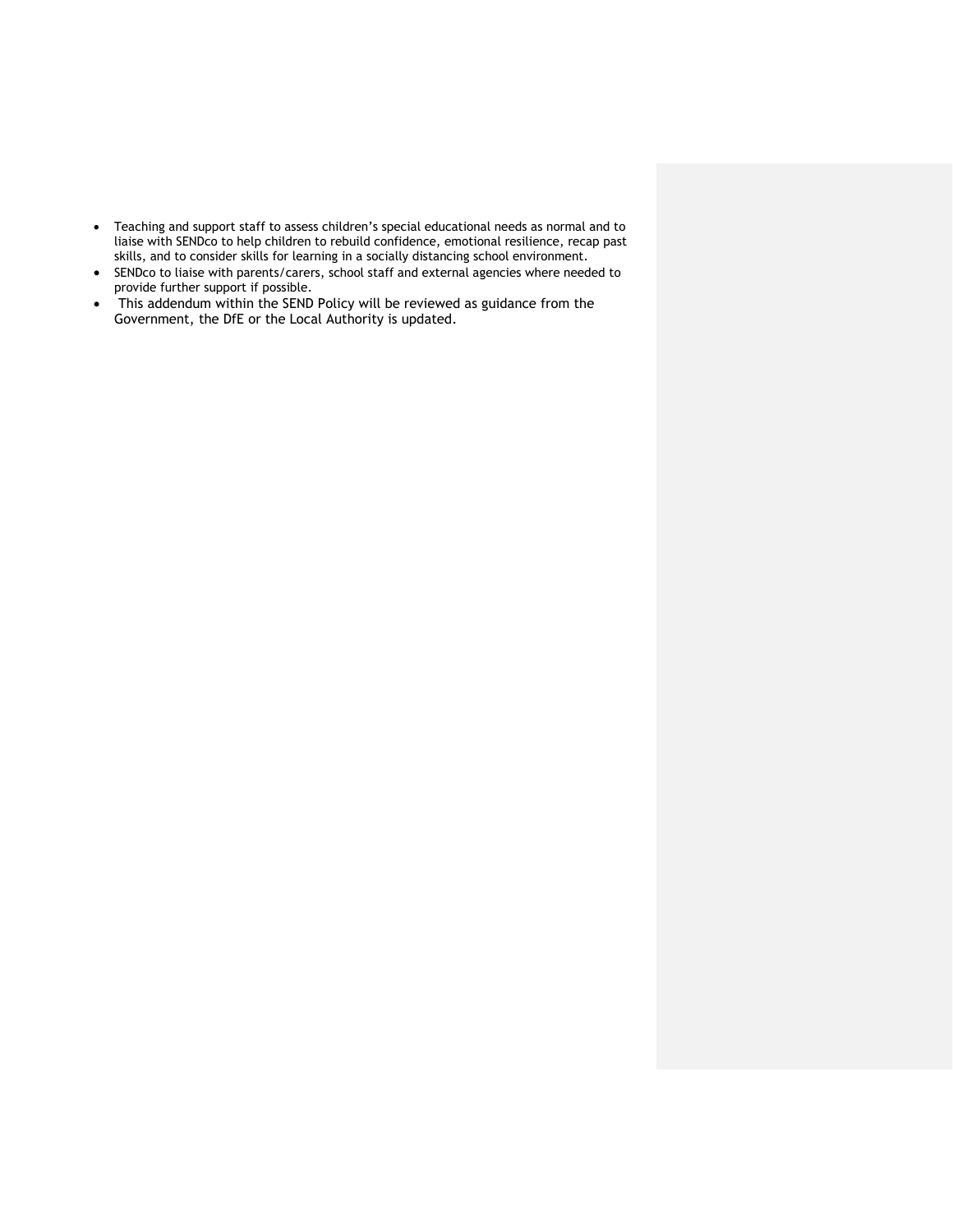- Teaching and support staff to assess children's special educational needs as normal and to liaise with SENDco to help children to rebuild confidence, emotional resilience, recap past skills, and to consider skills for learning in a socially distancing school environment.
- SENDco to liaise with parents/carers, school staff and external agencies where needed to provide further support if possible.
- This addendum within the SEND Policy will be reviewed as guidance from the Government, the DfE or the Local Authority is updated.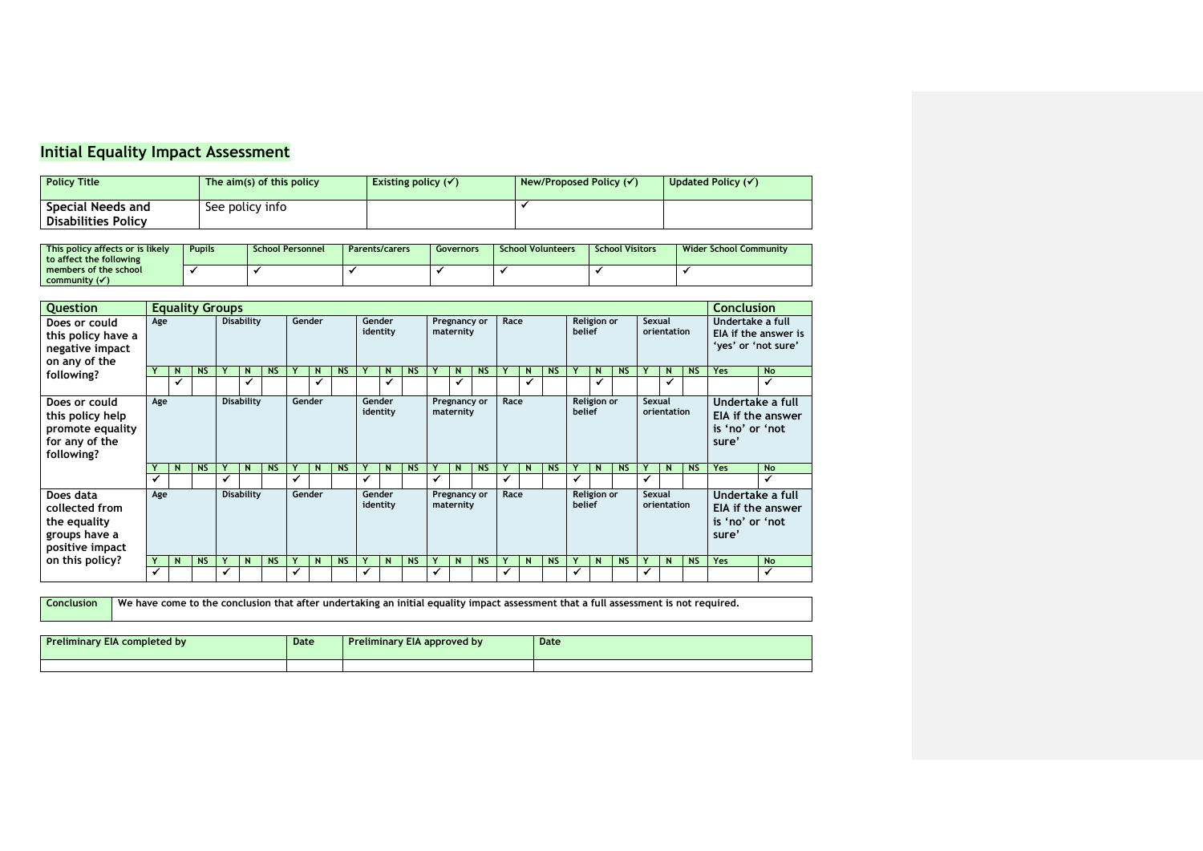## Initial Equality Impact Assessment

| Policy Title | The aim(s) of this policy | Existing policy (✓) | New/Proposed Policy (✓) | Updated Policy (✓) |
|---|---|---|---|---|
| **Special Needs and Disabilities Policy** | See policy info | | ✓ | |

| This policy affects or is likely to affect the following members of the school community (✓) | Pupils | School Personnel | Parents/carers | Governors | School Volunteers | School Visitors | Wider School Community |
|---|---|---|---|---|---|---|---|
| | ✓ | ✓ | ✓ | ✓ | ✓ | ✓ | ✓ |

| Question | Equality Groups | | | | | | | | | | | | | | | | | | | | | | | | Conclusion | |
|---|---|---|---|---|---|---|---|---|---|---|---|---|---|---|---|---|---|---|---|---|---|---|---|---|---|---|
| **Does or could this policy have a negative impact on any of the following?** | Age | | | Disability | | | Gender | | | Gender identity | | | Pregnancy or maternity | | | Race | | | Religion or belief | | | Sexual orientation | | | Undertake a full EIA if the answer is 'yes' or 'not sure' | |
| | Y | N | NS | Y | N | NS | Y | N | NS | Y | N | NS | Y | N | NS | Y | N | NS | Y | N | NS | Y | N | NS | Yes | No |
| | | ✓ | | | ✓ | | | ✓ | | | ✓ | | | ✓ | | | ✓ | | | ✓ | | | ✓ | | | ✓ |
| **Does or could this policy help promote equality for any of the following?** | Age | | | Disability | | | Gender | | | Gender identity | | | Pregnancy or maternity | | | Race | | | Religion or belief | | | Sexual orientation | | | Undertake a full EIA if the answer is 'no' or 'not sure' | |
| | Y | N | NS | Y | N | NS | Y | N | NS | Y | N | NS | Y | N | NS | Y | N | NS | Y | N | NS | Y | N | NS | Yes | No |
| | ✓ | | | ✓ | | | ✓ | | | ✓ | | | ✓ | | | ✓ | | | ✓ | | | ✓ | | | | ✓ |
| **Does data collected from the equality groups have a positive impact on this policy?** | Age | | | Disability | | | Gender | | | Gender identity | | | Pregnancy or maternity | | | Race | | | Religion or belief | | | Sexual orientation | | | Undertake a full EIA if the answer is 'no' or 'not sure' | |
| | Y | N | NS | Y | N | NS | Y | N | NS | Y | N | NS | Y | N | NS | Y | N | NS | Y | N | NS | Y | N | NS | Yes | No |
| | ✓ | | | ✓ | | | ✓ | | | ✓ | | | ✓ | | | ✓ | | | ✓ | | | ✓ | | | | ✓ |

| Conclusion | We have come to the conclusion that after undertaking an initial equality impact assessment that a full assessment is not required. |
|---|---|

| Preliminary EIA completed by | Date | Preliminary EIA approved by | Date |
|---|---|---|---|
| | | | |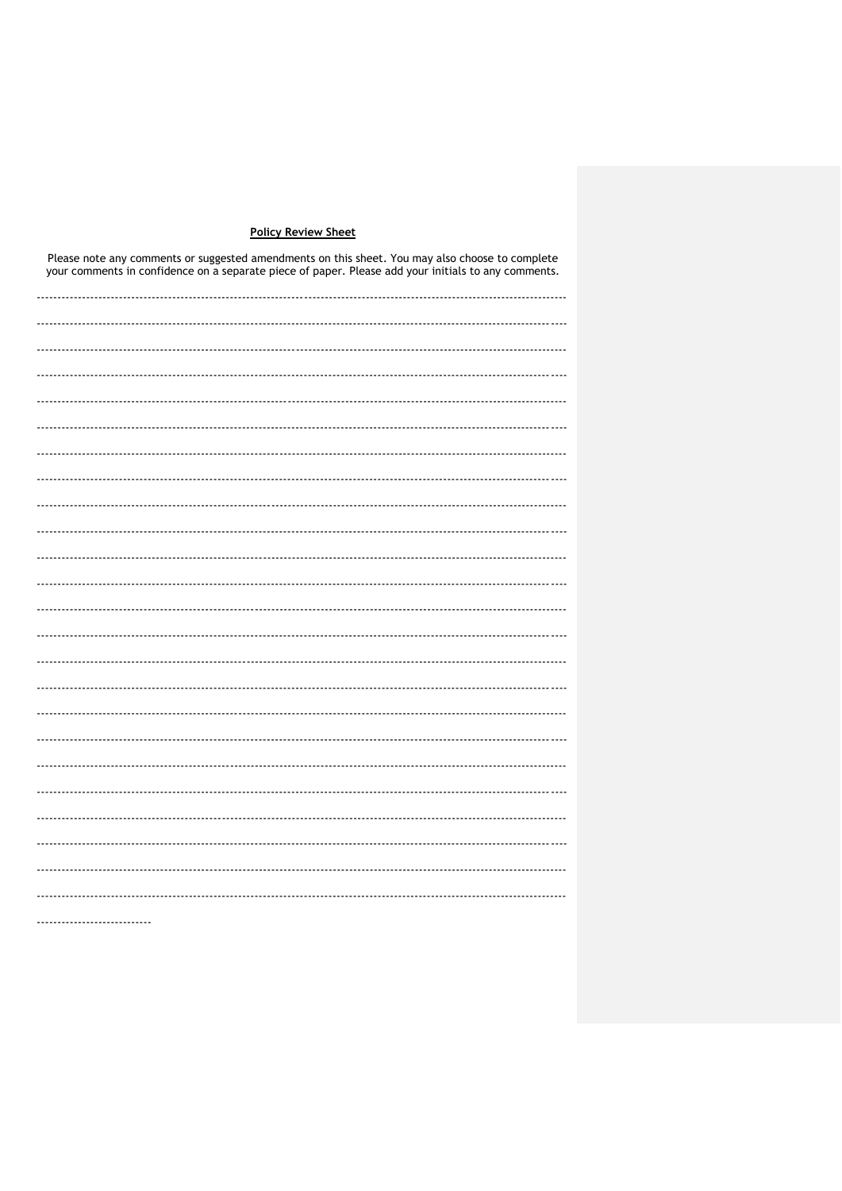**Policy Review Sheet**

Please note any comments or suggested amendments on this sheet. You may also choose to complete your comments in confidence on a separate piece of paper. Please add your initials to any comments.